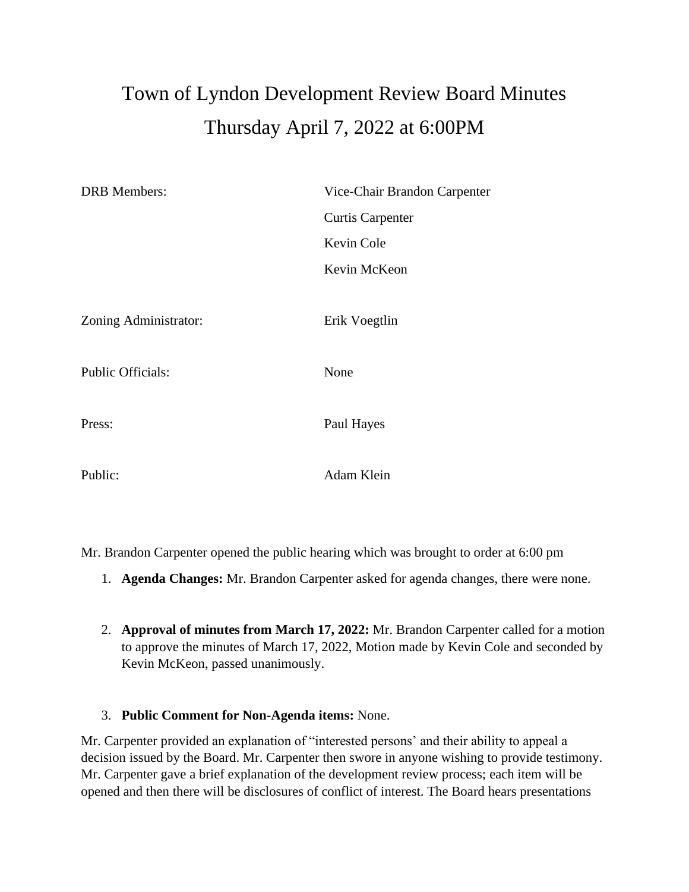# Town of Lyndon Development Review Board Minutes
# Thursday April 7, 2022 at 6:00PM

| | |
|---|---|
| DRB Members: | Vice-Chair Brandon Carpenter |
| | Curtis Carpenter |
| | Kevin Cole |
| | Kevin McKeon |
| Zoning Administrator: | Erik Voegtlin |
| Public Officials: | None |
| Press: | Paul Hayes |
| Public: | Adam Klein |

Mr. Brandon Carpenter opened the public hearing which was brought to order at 6:00 pm

1. **Agenda Changes:** Mr. Brandon Carpenter asked for agenda changes, there were none.

2. **Approval of minutes from March 17, 2022:** Mr. Brandon Carpenter called for a motion to approve the minutes of March 17, 2022, Motion made by Kevin Cole and seconded by Kevin McKeon, passed unanimously.

3. **Public Comment for Non-Agenda items:** None.

Mr. Carpenter provided an explanation of "interested persons' and their ability to appeal a decision issued by the Board. Mr. Carpenter then swore in anyone wishing to provide testimony. Mr. Carpenter gave a brief explanation of the development review process; each item will be opened and then there will be disclosures of conflict of interest. The Board hears presentations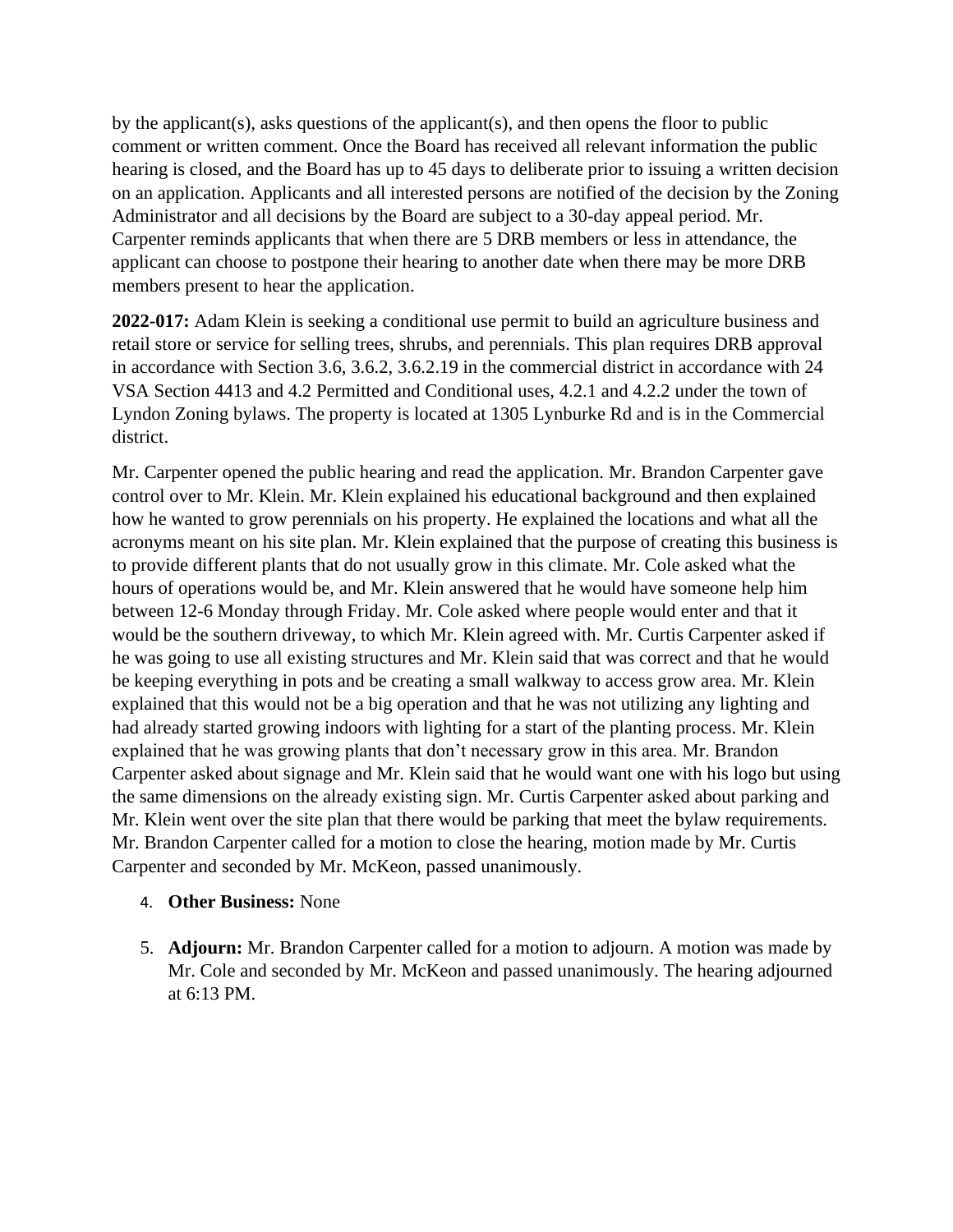by the applicant(s), asks questions of the applicant(s), and then opens the floor to public comment or written comment. Once the Board has received all relevant information the public hearing is closed, and the Board has up to 45 days to deliberate prior to issuing a written decision on an application. Applicants and all interested persons are notified of the decision by the Zoning Administrator and all decisions by the Board are subject to a 30-day appeal period. Mr. Carpenter reminds applicants that when there are 5 DRB members or less in attendance, the applicant can choose to postpone their hearing to another date when there may be more DRB members present to hear the application.

**2022-017:** Adam Klein is seeking a conditional use permit to build an agriculture business and retail store or service for selling trees, shrubs, and perennials. This plan requires DRB approval in accordance with Section 3.6, 3.6.2, 3.6.2.19 in the commercial district in accordance with 24 VSA Section 4413 and 4.2 Permitted and Conditional uses, 4.2.1 and 4.2.2 under the town of Lyndon Zoning bylaws. The property is located at 1305 Lynburke Rd and is in the Commercial district.

Mr. Carpenter opened the public hearing and read the application. Mr. Brandon Carpenter gave control over to Mr. Klein. Mr. Klein explained his educational background and then explained how he wanted to grow perennials on his property. He explained the locations and what all the acronyms meant on his site plan. Mr. Klein explained that the purpose of creating this business is to provide different plants that do not usually grow in this climate. Mr. Cole asked what the hours of operations would be, and Mr. Klein answered that he would have someone help him between 12-6 Monday through Friday. Mr. Cole asked where people would enter and that it would be the southern driveway, to which Mr. Klein agreed with. Mr. Curtis Carpenter asked if he was going to use all existing structures and Mr. Klein said that was correct and that he would be keeping everything in pots and be creating a small walkway to access grow area. Mr. Klein explained that this would not be a big operation and that he was not utilizing any lighting and had already started growing indoors with lighting for a start of the planting process. Mr. Klein explained that he was growing plants that don't necessary grow in this area. Mr. Brandon Carpenter asked about signage and Mr. Klein said that he would want one with his logo but using the same dimensions on the already existing sign. Mr. Curtis Carpenter asked about parking and Mr. Klein went over the site plan that there would be parking that meet the bylaw requirements. Mr. Brandon Carpenter called for a motion to close the hearing, motion made by Mr. Curtis Carpenter and seconded by Mr. McKeon, passed unanimously.

4. **Other Business:** None

5. **Adjourn:** Mr. Brandon Carpenter called for a motion to adjourn. A motion was made by Mr. Cole and seconded by Mr. McKeon and passed unanimously. The hearing adjourned at 6:13 PM.